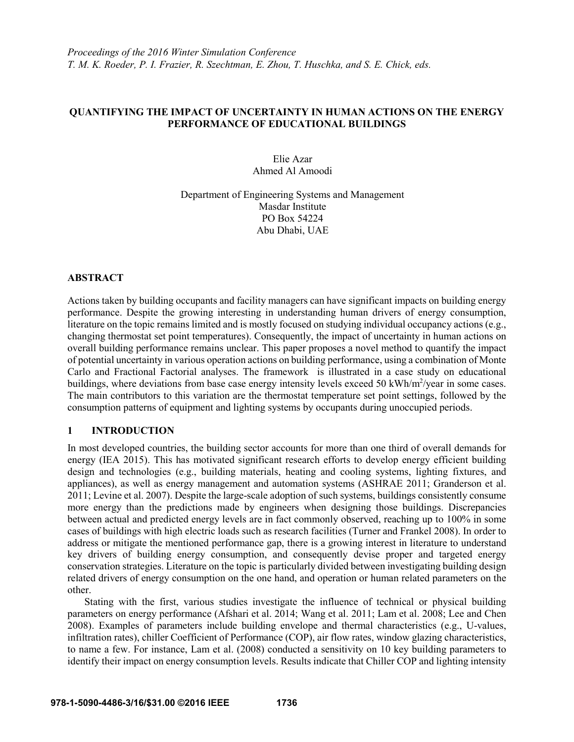*Proceedings of the 2016 Winter Simulation Conference*
*T. M. K. Roeder, P. I. Frazier, R. Szechtman, E. Zhou, T. Huschka, and S. E. Chick, eds.*

# QUANTIFYING THE IMPACT OF UNCERTAINTY IN HUMAN ACTIONS ON THE ENERGY PERFORMANCE OF EDUCATIONAL BUILDINGS

Elie Azar
Ahmed Al Amoodi

Department of Engineering Systems and Management
Masdar Institute
PO Box 54224
Abu Dhabi, UAE

## ABSTRACT

Actions taken by building occupants and facility managers can have significant impacts on building energy performance. Despite the growing interesting in understanding human drivers of energy consumption, literature on the topic remains limited and is mostly focused on studying individual occupancy actions (e.g., changing thermostat set point temperatures). Consequently, the impact of uncertainty in human actions on overall building performance remains unclear. This paper proposes a novel method to quantify the impact of potential uncertainty in various operation actions on building performance, using a combination of Monte Carlo and Fractional Factorial analyses. The framework is illustrated in a case study on educational buildings, where deviations from base case energy intensity levels exceed 50 kWh/m$^2$/year in some cases. The main contributors to this variation are the thermostat temperature set point settings, followed by the consumption patterns of equipment and lighting systems by occupants during unoccupied periods.

## 1 INTRODUCTION

In most developed countries, the building sector accounts for more than one third of overall demands for energy (IEA 2015). This has motivated significant research efforts to develop energy efficient building design and technologies (e.g., building materials, heating and cooling systems, lighting fixtures, and appliances), as well as energy management and automation systems (ASHRAE 2011; Granderson et al. 2011; Levine et al. 2007). Despite the large-scale adoption of such systems, buildings consistently consume more energy than the predictions made by engineers when designing those buildings. Discrepancies between actual and predicted energy levels are in fact commonly observed, reaching up to 100% in some cases of buildings with high electric loads such as research facilities (Turner and Frankel 2008). In order to address or mitigate the mentioned performance gap, there is a growing interest in literature to understand key drivers of building energy consumption, and consequently devise proper and targeted energy conservation strategies. Literature on the topic is particularly divided between investigating building design related drivers of energy consumption on the one hand, and operation or human related parameters on the other.

Stating with the first, various studies investigate the influence of technical or physical building parameters on energy performance (Afshari et al. 2014; Wang et al. 2011; Lam et al. 2008; Lee and Chen 2008). Examples of parameters include building envelope and thermal characteristics (e.g., U-values, infiltration rates), chiller Coefficient of Performance (COP), air flow rates, window glazing characteristics, to name a few. For instance, Lam et al. (2008) conducted a sensitivity on 10 key building parameters to identify their impact on energy consumption levels. Results indicate that Chiller COP and lighting intensity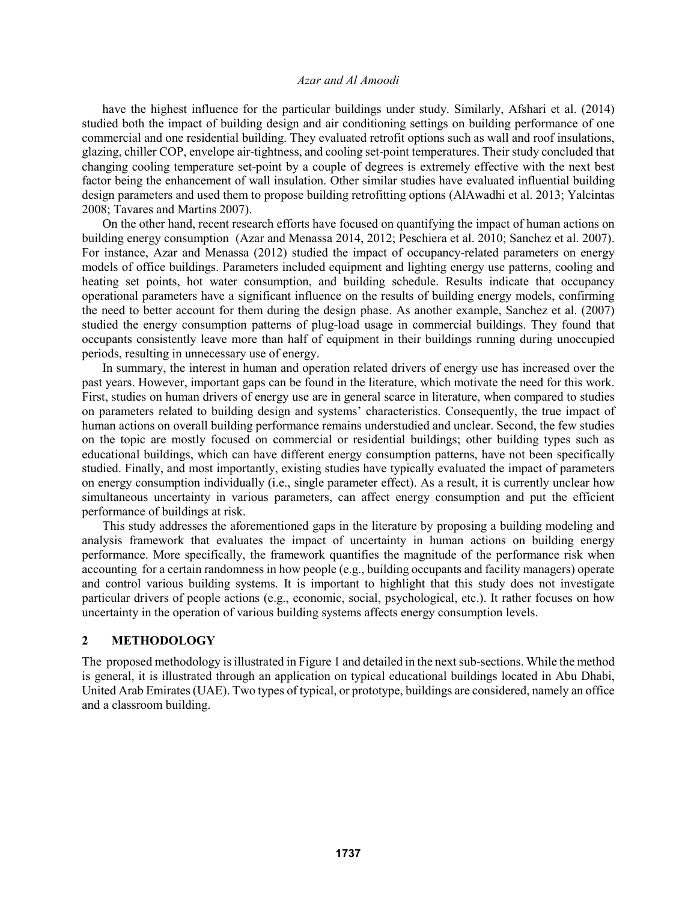have the highest influence for the particular buildings under study. Similarly, Afshari et al. (2014) studied both the impact of building design and air conditioning settings on building performance of one commercial and one residential building. They evaluated retrofit options such as wall and roof insulations, glazing, chiller COP, envelope air-tightness, and cooling set-point temperatures. Their study concluded that changing cooling temperature set-point by a couple of degrees is extremely effective with the next best factor being the enhancement of wall insulation. Other similar studies have evaluated influential building design parameters and used them to propose building retrofitting options (AlAwadhi et al. 2013; Yalcintas 2008; Tavares and Martins 2007).

On the other hand, recent research efforts have focused on quantifying the impact of human actions on building energy consumption (Azar and Menassa 2014, 2012; Peschiera et al. 2010; Sanchez et al. 2007). For instance, Azar and Menassa (2012) studied the impact of occupancy-related parameters on energy models of office buildings. Parameters included equipment and lighting energy use patterns, cooling and heating set points, hot water consumption, and building schedule. Results indicate that occupancy operational parameters have a significant influence on the results of building energy models, confirming the need to better account for them during the design phase. As another example, Sanchez et al. (2007) studied the energy consumption patterns of plug-load usage in commercial buildings. They found that occupants consistently leave more than half of equipment in their buildings running during unoccupied periods, resulting in unnecessary use of energy.

In summary, the interest in human and operation related drivers of energy use has increased over the past years. However, important gaps can be found in the literature, which motivate the need for this work. First, studies on human drivers of energy use are in general scarce in literature, when compared to studies on parameters related to building design and systems' characteristics. Consequently, the true impact of human actions on overall building performance remains understudied and unclear. Second, the few studies on the topic are mostly focused on commercial or residential buildings; other building types such as educational buildings, which can have different energy consumption patterns, have not been specifically studied. Finally, and most importantly, existing studies have typically evaluated the impact of parameters on energy consumption individually (i.e., single parameter effect). As a result, it is currently unclear how simultaneous uncertainty in various parameters, can affect energy consumption and put the efficient performance of buildings at risk.

This study addresses the aforementioned gaps in the literature by proposing a building modeling and analysis framework that evaluates the impact of uncertainty in human actions on building energy performance. More specifically, the framework quantifies the magnitude of the performance risk when accounting for a certain randomness in how people (e.g., building occupants and facility managers) operate and control various building systems. It is important to highlight that this study does not investigate particular drivers of people actions (e.g., economic, social, psychological, etc.). It rather focuses on how uncertainty in the operation of various building systems affects energy consumption levels.

## 2 METHODOLOGY

The proposed methodology is illustrated in Figure 1 and detailed in the next sub-sections. While the method is general, it is illustrated through an application on typical educational buildings located in Abu Dhabi, United Arab Emirates (UAE). Two types of typical, or prototype, buildings are considered, namely an office and a classroom building.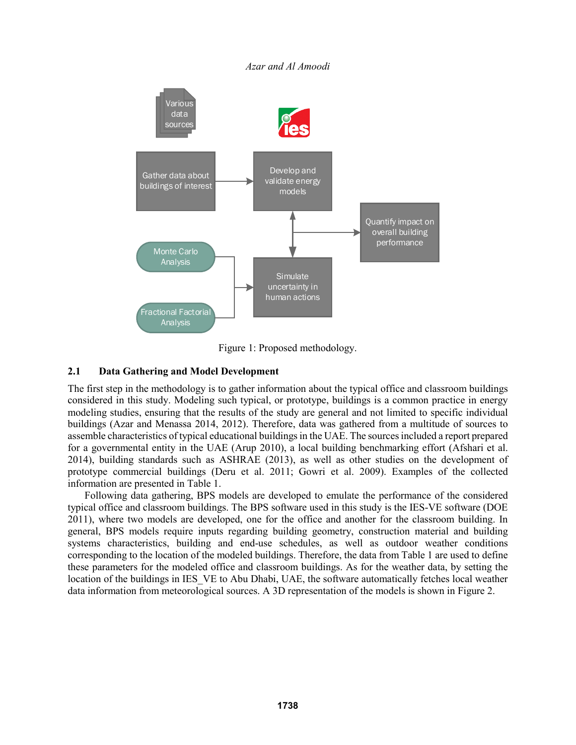Figure 1: Proposed methodology.

## 2.1 Data Gathering and Model Development

The first step in the methodology is to gather information about the typical office and classroom buildings considered in this study. Modeling such typical, or prototype, buildings is a common practice in energy modeling studies, ensuring that the results of the study are general and not limited to specific individual buildings (Azar and Menassa 2014, 2012). Therefore, data was gathered from a multitude of sources to assemble characteristics of typical educational buildings in the UAE. The sources included a report prepared for a governmental entity in the UAE (Arup 2010), a local building benchmarking effort (Afshari et al. 2014), building standards such as ASHRAE (2013), as well as other studies on the development of prototype commercial buildings (Deru et al. 2011; Gowri et al. 2009). Examples of the collected information are presented in Table 1.

Following data gathering, BPS models are developed to emulate the performance of the considered typical office and classroom buildings. The BPS software used in this study is the IES-VE software (DOE 2011), where two models are developed, one for the office and another for the classroom building. In general, BPS models require inputs regarding building geometry, construction material and building systems characteristics, building and end-use schedules, as well as outdoor weather conditions corresponding to the location of the modeled buildings. Therefore, the data from Table 1 are used to define these parameters for the modeled office and classroom buildings. As for the weather data, by setting the location of the buildings in IES_VE to Abu Dhabi, UAE, the software automatically fetches local weather data information from meteorological sources. A 3D representation of the models is shown in Figure 2.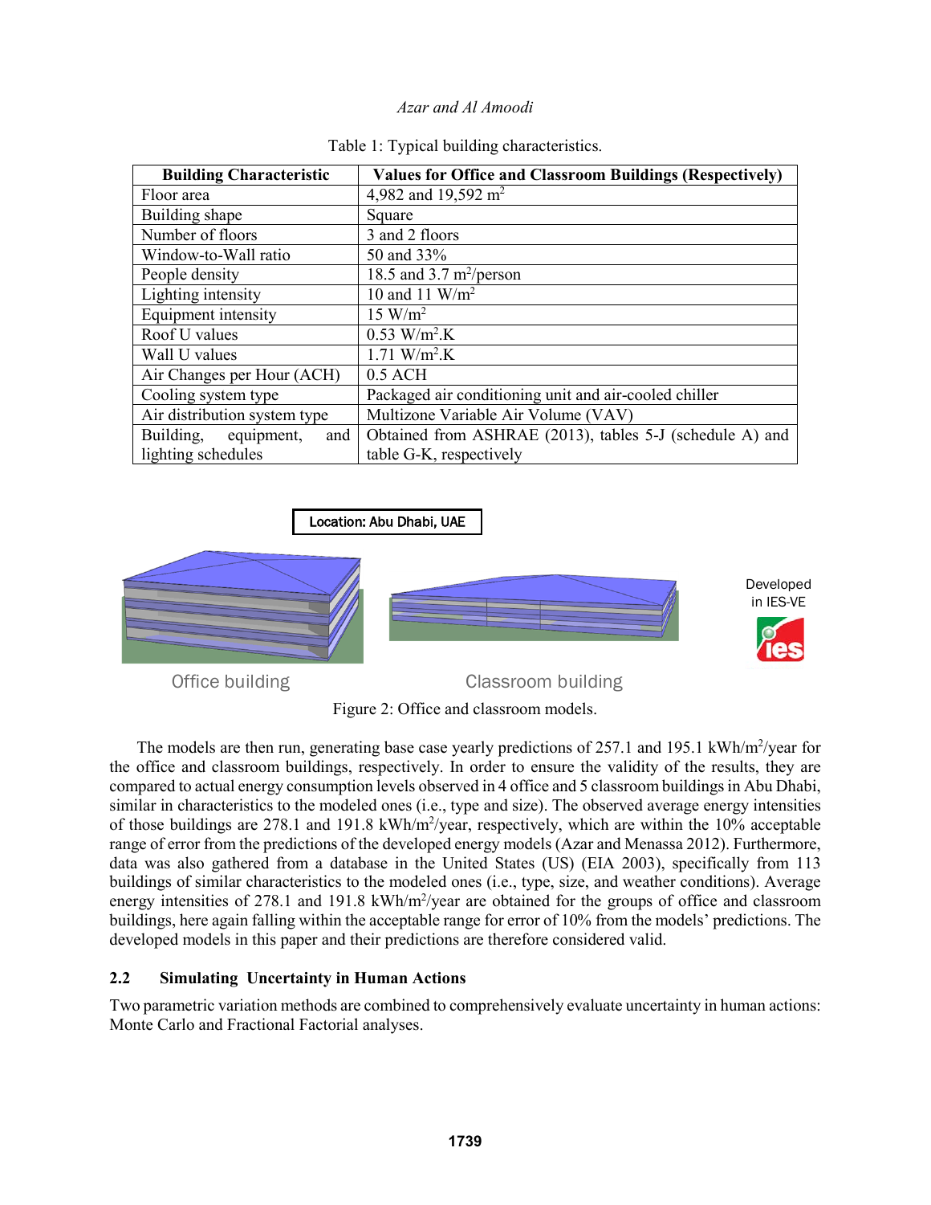Table 1: Typical building characteristics.

| Building Characteristic | Values for Office and Classroom Buildings (Respectively) |
|---|---|
| Floor area | 4,982 and 19,592 $m^2$ |
| Building shape | Square |
| Number of floors | 3 and 2 floors |
| Window-to-Wall ratio | 50 and 33% |
| People density | 18.5 and 3.7 $m^2$/person |
| Lighting intensity | 10 and 11 $W/m^2$ |
| Equipment intensity | 15 $W/m^2$ |
| Roof U values | 0.53 $W/m^2.K$ |
| Wall U values | 1.71 $W/m^2.K$ |
| Air Changes per Hour (ACH) | 0.5 ACH |
| Cooling system type | Packaged air conditioning unit and air-cooled chiller |
| Air distribution system type | Multizone Variable Air Volume (VAV) |
| Building, equipment, and lighting schedules | Obtained from ASHRAE (2013), tables 5-J (schedule A) and table G-K, respectively |

Location: Abu Dhabi, UAE

Office building — Classroom building — Developed in IES-VE

Figure 2: Office and classroom models.

The models are then run, generating base case yearly predictions of 257.1 and 195.1 $kWh/m^2$/year for the office and classroom buildings, respectively. In order to ensure the validity of the results, they are compared to actual energy consumption levels observed in 4 office and 5 classroom buildings in Abu Dhabi, similar in characteristics to the modeled ones (i.e., type and size). The observed average energy intensities of those buildings are 278.1 and 191.8 $kWh/m^2$/year, respectively, which are within the 10% acceptable range of error from the predictions of the developed energy models (Azar and Menassa 2012). Furthermore, data was also gathered from a database in the United States (US) (EIA 2003), specifically from 113 buildings of similar characteristics to the modeled ones (i.e., type, size, and weather conditions). Average energy intensities of 278.1 and 191.8 $kWh/m^2$/year are obtained for the groups of office and classroom buildings, here again falling within the acceptable range for error of 10% from the models' predictions. The developed models in this paper and their predictions are therefore considered valid.

## 2.2 Simulating Uncertainty in Human Actions

Two parametric variation methods are combined to comprehensively evaluate uncertainty in human actions: Monte Carlo and Fractional Factorial analyses.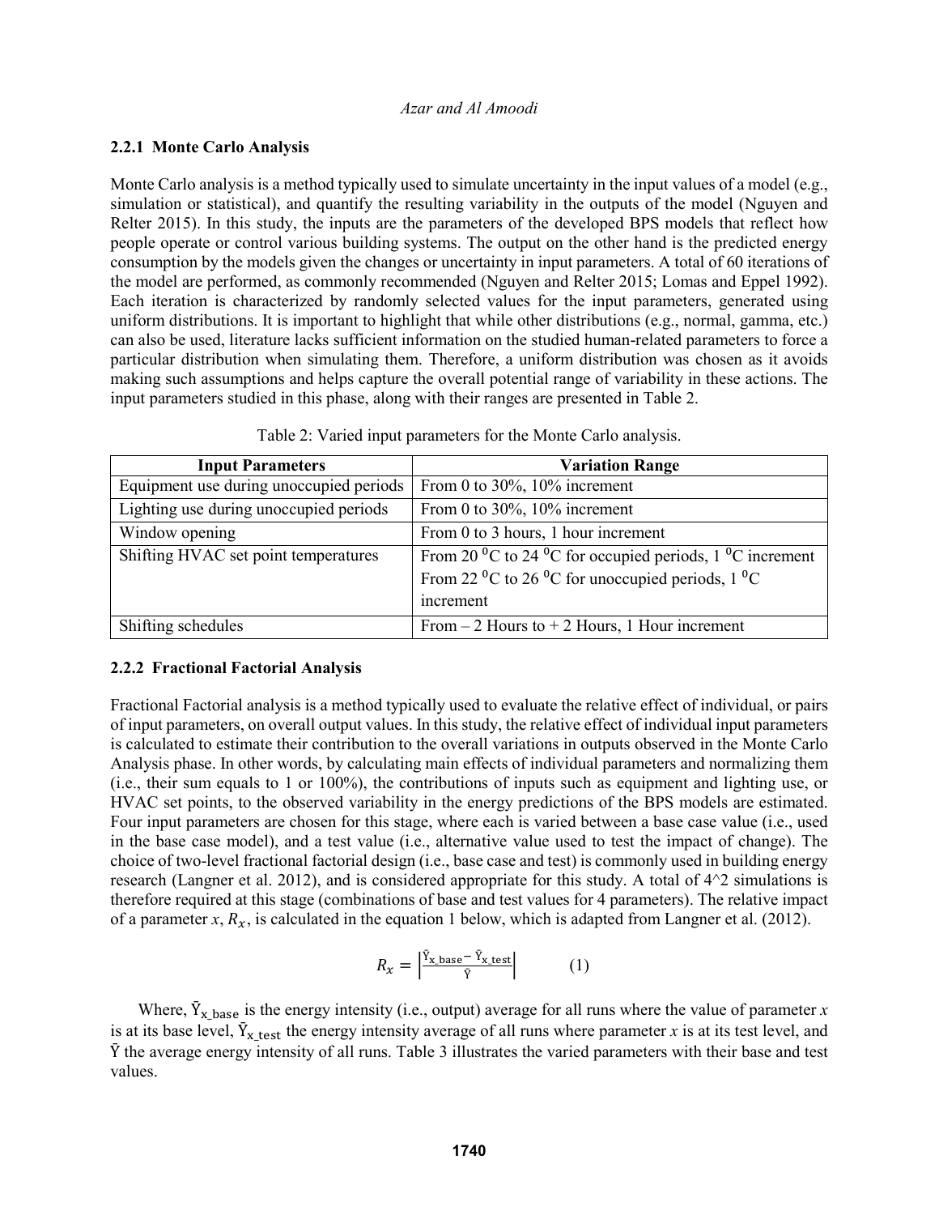### 2.2.1 Monte Carlo Analysis

Monte Carlo analysis is a method typically used to simulate uncertainty in the input values of a model (e.g., simulation or statistical), and quantify the resulting variability in the outputs of the model (Nguyen and Relter 2015). In this study, the inputs are the parameters of the developed BPS models that reflect how people operate or control various building systems. The output on the other hand is the predicted energy consumption by the models given the changes or uncertainty in input parameters. A total of 60 iterations of the model are performed, as commonly recommended (Nguyen and Relter 2015; Lomas and Eppel 1992). Each iteration is characterized by randomly selected values for the input parameters, generated using uniform distributions. It is important to highlight that while other distributions (e.g., normal, gamma, etc.) can also be used, literature lacks sufficient information on the studied human-related parameters to force a particular distribution when simulating them. Therefore, a uniform distribution was chosen as it avoids making such assumptions and helps capture the overall potential range of variability in these actions. The input parameters studied in this phase, along with their ranges are presented in Table 2.

Table 2: Varied input parameters for the Monte Carlo analysis.

| Input Parameters | Variation Range |
|---|---|
| Equipment use during unoccupied periods | From 0 to 30%, 10% increment |
| Lighting use during unoccupied periods | From 0 to 30%, 10% increment |
| Window opening | From 0 to 3 hours, 1 hour increment |
| Shifting HVAC set point temperatures | From 20 $^0$C to 24 $^0$C for occupied periods, 1 $^0$C increment<br>From 22 $^0$C to 26 $^0$C for unoccupied periods, 1 $^0$C increment |
| Shifting schedules | From – 2 Hours to + 2 Hours, 1 Hour increment |

### 2.2.2 Fractional Factorial Analysis

Fractional Factorial analysis is a method typically used to evaluate the relative effect of individual, or pairs of input parameters, on overall output values. In this study, the relative effect of individual input parameters is calculated to estimate their contribution to the overall variations in outputs observed in the Monte Carlo Analysis phase. In other words, by calculating main effects of individual parameters and normalizing them (i.e., their sum equals to 1 or 100%), the contributions of inputs such as equipment and lighting use, or HVAC set points, to the observed variability in the energy predictions of the BPS models are estimated. Four input parameters are chosen for this stage, where each is varied between a base case value (i.e., used in the base case model), and a test value (i.e., alternative value used to test the impact of change). The choice of two-level fractional factorial design (i.e., base case and test) is commonly used in building energy research (Langner et al. 2012), and is considered appropriate for this study. A total of 4^2 simulations is therefore required at this stage (combinations of base and test values for 4 parameters). The relative impact of a parameter *x*, $R_x$, is calculated in the equation 1 below, which is adapted from Langner et al. (2012).

$$R_x = \left| \frac{\bar{Y}_{x\_base} - \bar{Y}_{x\_test}}{\bar{Y}} \right| \qquad (1)$$

Where, $\bar{Y}_{x\_base}$ is the energy intensity (i.e., output) average for all runs where the value of parameter *x* is at its base level, $\bar{Y}_{x\_test}$ the energy intensity average of all runs where parameter *x* is at its test level, and $\bar{Y}$ the average energy intensity of all runs. Table 3 illustrates the varied parameters with their base and test values.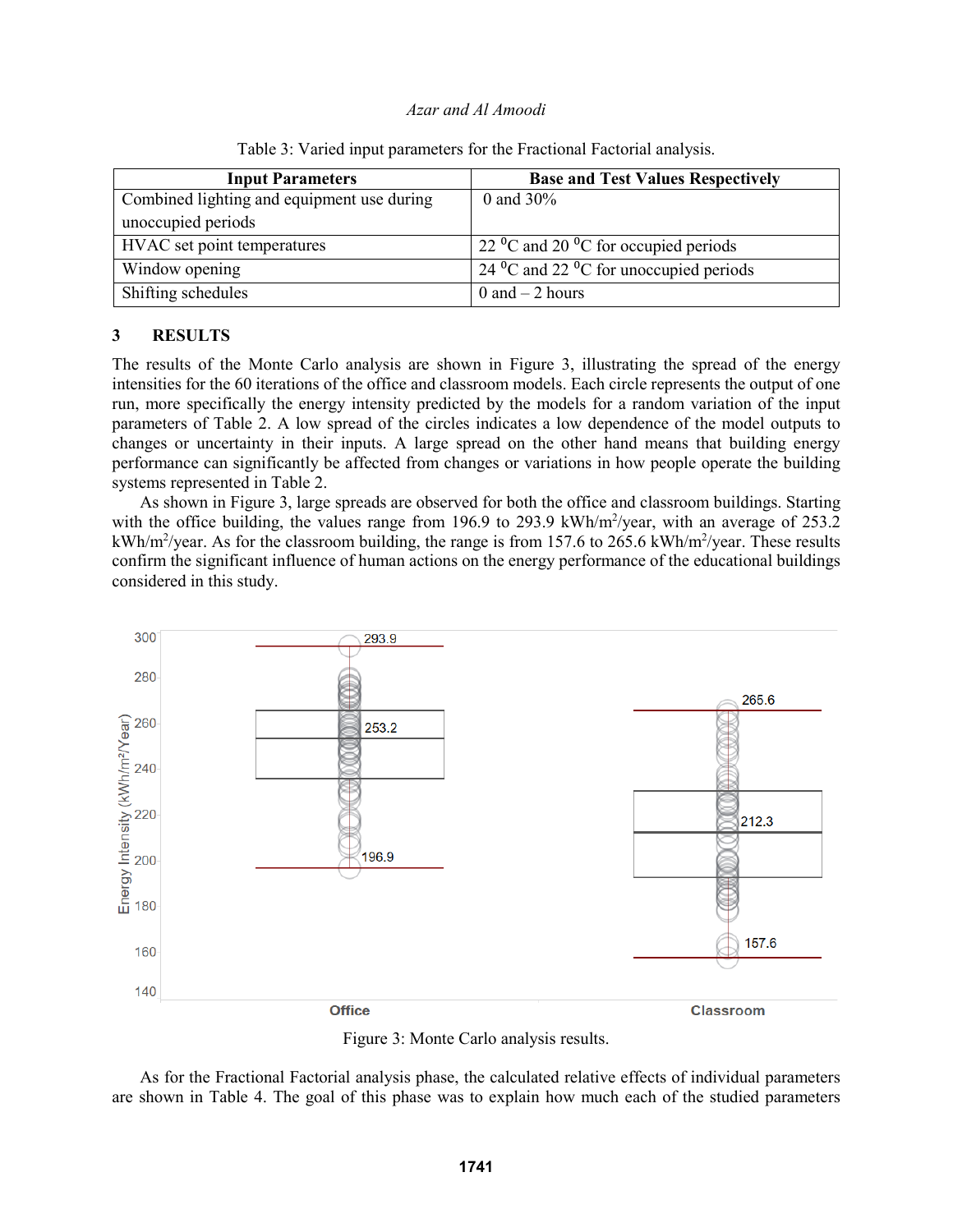Table 3: Varied input parameters for the Fractional Factorial analysis.

| Input Parameters | Base and Test Values Respectively |
|---|---|
| Combined lighting and equipment use during unoccupied periods | 0 and 30% |
| HVAC set point temperatures | 22 $^0$C and 20 $^0$C for occupied periods |
| Window opening | 24 $^0$C and 22 $^0$C for unoccupied periods |
| Shifting schedules | 0 and – 2 hours |

## 3 RESULTS

The results of the Monte Carlo analysis are shown in Figure 3, illustrating the spread of the energy intensities for the 60 iterations of the office and classroom models. Each circle represents the output of one run, more specifically the energy intensity predicted by the models for a random variation of the input parameters of Table 2. A low spread of the circles indicates a low dependence of the model outputs to changes or uncertainty in their inputs. A large spread on the other hand means that building energy performance can significantly be affected from changes or variations in how people operate the building systems represented in Table 2.

As shown in Figure 3, large spreads are observed for both the office and classroom buildings. Starting with the office building, the values range from 196.9 to 293.9 kWh/m$^2$/year, with an average of 253.2 kWh/m$^2$/year. As for the classroom building, the range is from 157.6 to 265.6 kWh/m$^2$/year. These results confirm the significant influence of human actions on the energy performance of the educational buildings considered in this study.

Figure 3: Monte Carlo analysis results.

As for the Fractional Factorial analysis phase, the calculated relative effects of individual parameters are shown in Table 4. The goal of this phase was to explain how much each of the studied parameters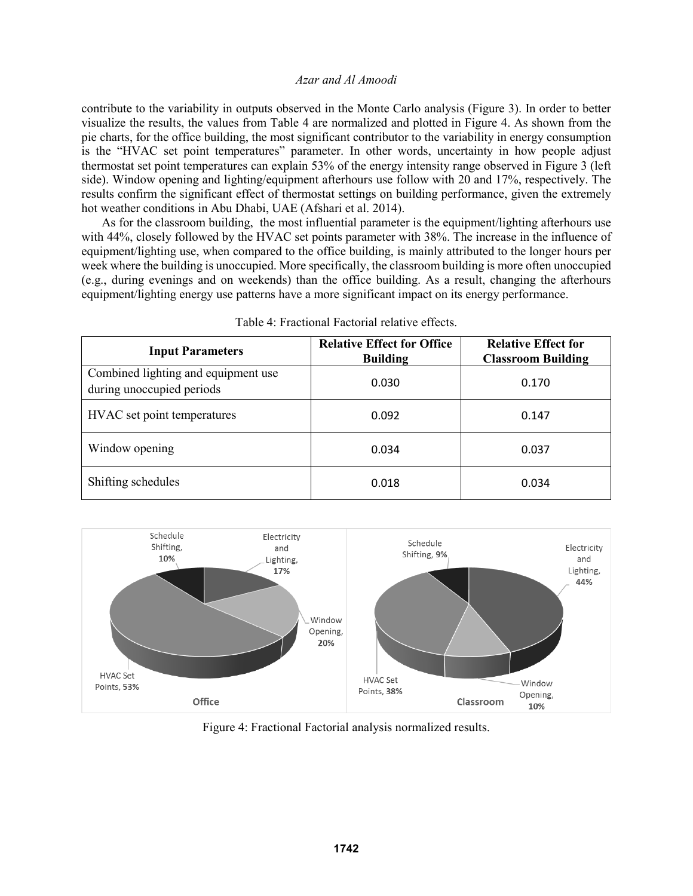contribute to the variability in outputs observed in the Monte Carlo analysis (Figure 3). In order to better visualize the results, the values from Table 4 are normalized and plotted in Figure 4. As shown from the pie charts, for the office building, the most significant contributor to the variability in energy consumption is the "HVAC set point temperatures" parameter. In other words, uncertainty in how people adjust thermostat set point temperatures can explain 53% of the energy intensity range observed in Figure 3 (left side). Window opening and lighting/equipment afterhours use follow with 20 and 17%, respectively. The results confirm the significant effect of thermostat settings on building performance, given the extremely hot weather conditions in Abu Dhabi, UAE (Afshari et al. 2014).

As for the classroom building, the most influential parameter is the equipment/lighting afterhours use with 44%, closely followed by the HVAC set points parameter with 38%. The increase in the influence of equipment/lighting use, when compared to the office building, is mainly attributed to the longer hours per week where the building is unoccupied. More specifically, the classroom building is more often unoccupied (e.g., during evenings and on weekends) than the office building. As a result, changing the afterhours equipment/lighting energy use patterns have a more significant impact on its energy performance.

Table 4: Fractional Factorial relative effects.

| Input Parameters | Relative Effect for Office Building | Relative Effect for Classroom Building |
|---|---|---|
| Combined lighting and equipment use during unoccupied periods | 0.030 | 0.170 |
| HVAC set point temperatures | 0.092 | 0.147 |
| Window opening | 0.034 | 0.037 |
| Shifting schedules | 0.018 | 0.034 |

Figure 4: Fractional Factorial analysis normalized results.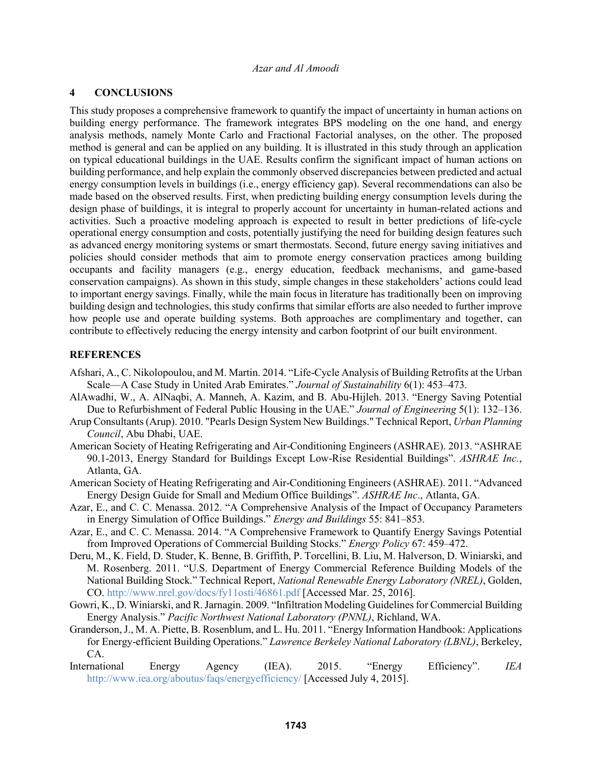## 4 CONCLUSIONS

This study proposes a comprehensive framework to quantify the impact of uncertainty in human actions on building energy performance. The framework integrates BPS modeling on the one hand, and energy analysis methods, namely Monte Carlo and Fractional Factorial analyses, on the other. The proposed method is general and can be applied on any building. It is illustrated in this study through an application on typical educational buildings in the UAE. Results confirm the significant impact of human actions on building performance, and help explain the commonly observed discrepancies between predicted and actual energy consumption levels in buildings (i.e., energy efficiency gap). Several recommendations can also be made based on the observed results. First, when predicting building energy consumption levels during the design phase of buildings, it is integral to properly account for uncertainty in human-related actions and activities. Such a proactive modeling approach is expected to result in better predictions of life-cycle operational energy consumption and costs, potentially justifying the need for building design features such as advanced energy monitoring systems or smart thermostats. Second, future energy saving initiatives and policies should consider methods that aim to promote energy conservation practices among building occupants and facility managers (e.g., energy education, feedback mechanisms, and game-based conservation campaigns). As shown in this study, simple changes in these stakeholders' actions could lead to important energy savings. Finally, while the main focus in literature has traditionally been on improving building design and technologies, this study confirms that similar efforts are also needed to further improve how people use and operate building systems. Both approaches are complimentary and together, can contribute to effectively reducing the energy intensity and carbon footprint of our built environment.

## REFERENCES

Afshari, A., C. Nikolopoulou, and M. Martin. 2014. "Life-Cycle Analysis of Building Retrofits at the Urban Scale—A Case Study in United Arab Emirates." *Journal of Sustainability* 6(1): 453–473.

AlAwadhi, W., A. AlNaqbi, A. Manneh, A. Kazim, and B. Abu-Hijleh. 2013. "Energy Saving Potential Due to Refurbishment of Federal Public Housing in the UAE." *Journal of Engineering* 5(1): 132–136.

Arup Consultants (Arup). 2010. "Pearls Design System New Buildings." Technical Report, *Urban Planning Council*, Abu Dhabi, UAE.

American Society of Heating Refrigerating and Air-Conditioning Engineers (ASHRAE). 2013. "ASHRAE 90.1-2013, Energy Standard for Buildings Except Low-Rise Residential Buildings". *ASHRAE Inc.*, Atlanta, GA.

American Society of Heating Refrigerating and Air-Conditioning Engineers (ASHRAE). 2011. "Advanced Energy Design Guide for Small and Medium Office Buildings". *ASHRAE Inc*., Atlanta, GA.

Azar, E., and C. C. Menassa. 2012. "A Comprehensive Analysis of the Impact of Occupancy Parameters in Energy Simulation of Office Buildings." *Energy and Buildings* 55: 841–853.

Azar, E., and C. C. Menassa. 2014. "A Comprehensive Framework to Quantify Energy Savings Potential from Improved Operations of Commercial Building Stocks." *Energy Policy* 67: 459–472.

Deru, M., K. Field, D. Studer, K. Benne, B. Griffith, P. Torcellini, B. Liu, M. Halverson, D. Winiarski, and M. Rosenberg. 2011. "U.S. Department of Energy Commercial Reference Building Models of the National Building Stock." Technical Report, *National Renewable Energy Laboratory (NREL)*, Golden, CO. http://www.nrel.gov/docs/fy11osti/46861.pdf [Accessed Mar. 25, 2016].

Gowri, K., D. Winiarski, and R. Jarnagin. 2009. "Infiltration Modeling Guidelines for Commercial Building Energy Analysis." *Pacific Northwest National Laboratory (PNNL)*, Richland, WA.

Granderson, J., M. A. Piette, B. Rosenblum, and L. Hu. 2011. "Energy Information Handbook: Applications for Energy-efficient Building Operations." *Lawrence Berkeley National Laboratory (LBNL)*, Berkeley, CA.

International Energy Agency (IEA). 2015. "Energy Efficiency". *IEA* http://www.iea.org/aboutus/faqs/energyefficiency/ [Accessed July 4, 2015].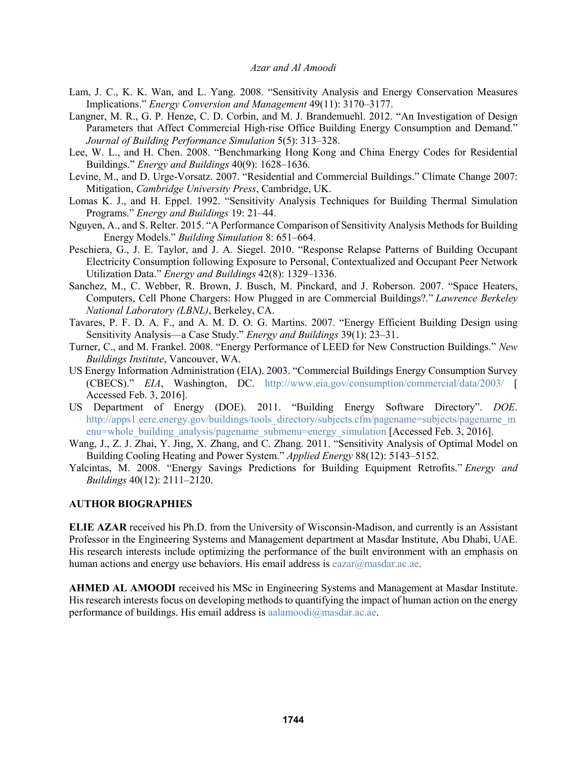Lam, J. C., K. K. Wan, and L. Yang. 2008. "Sensitivity Analysis and Energy Conservation Measures Implications." *Energy Conversion and Management* 49(11): 3170–3177.

Langner, M. R., G. P. Henze, C. D. Corbin, and M. J. Brandemuehl. 2012. "An Investigation of Design Parameters that Affect Commercial High-rise Office Building Energy Consumption and Demand." *Journal of Building Performance Simulation* 5(5): 313–328.

Lee, W. L., and H. Chen. 2008. "Benchmarking Hong Kong and China Energy Codes for Residential Buildings." *Energy and Buildings* 40(9): 1628–1636.

Levine, M., and D. Urge-Vorsatz. 2007. "Residential and Commercial Buildings." Climate Change 2007: Mitigation, *Cambridge University Press*, Cambridge, UK.

Lomas K. J., and H. Eppel. 1992. "Sensitivity Analysis Techniques for Building Thermal Simulation Programs." *Energy and Buildings* 19: 21–44.

Nguyen, A., and S. Relter. 2015. "A Performance Comparison of Sensitivity Analysis Methods for Building Energy Models." *Building Simulation* 8: 651–664.

Peschiera, G., J. E. Taylor, and J. A. Siegel. 2010. "Response Relapse Patterns of Building Occupant Electricity Consumption following Exposure to Personal, Contextualized and Occupant Peer Network Utilization Data." *Energy and Buildings* 42(8): 1329–1336.

Sanchez, M., C. Webber, R. Brown, J. Busch, M. Pinckard, and J. Roberson. 2007. "Space Heaters, Computers, Cell Phone Chargers: How Plugged in are Commercial Buildings?." *Lawrence Berkeley National Laboratory (LBNL)*, Berkeley, CA.

Tavares, P. F. D. A. F., and A. M. D. O. G. Martins. 2007. "Energy Efficient Building Design using Sensitivity Analysis—a Case Study." *Energy and Buildings* 39(1): 23–31.

Turner, C., and M. Frankel. 2008. "Energy Performance of LEED for New Construction Buildings." *New Buildings Institute*, Vancouver, WA.

US Energy Information Administration (EIA). 2003. "Commercial Buildings Energy Consumption Survey (CBECS)." *EIA*, Washington, DC. http://www.eia.gov/consumption/commercial/data/2003/ [Accessed Feb. 3, 2016].

US Department of Energy (DOE). 2011. "Building Energy Software Directory". *DOE*. http://apps1.eere.energy.gov/buildings/tools_directory/subjects.cfm/pagename=subjects/pagename_menu=whole_building_analysis/pagename_submenu=energy_simulation [Accessed Feb. 3, 2016].

Wang, J., Z. J. Zhai, Y. Jing, X. Zhang, and C. Zhang. 2011. "Sensitivity Analysis of Optimal Model on Building Cooling Heating and Power System." *Applied Energy* 88(12): 5143–5152.

Yalcintas, M. 2008. "Energy Savings Predictions for Building Equipment Retrofits." *Energy and Buildings* 40(12): 2111–2120.

## AUTHOR BIOGRAPHIES

**ELIE AZAR** received his Ph.D. from the University of Wisconsin-Madison, and currently is an Assistant Professor in the Engineering Systems and Management department at Masdar Institute, Abu Dhabi, UAE. His research interests include optimizing the performance of the built environment with an emphasis on human actions and energy use behaviors. His email address is eazar@masdar.ac.ae.

**AHMED AL AMOODI** received his MSc in Engineering Systems and Management at Masdar Institute. His research interests focus on developing methods to quantifying the impact of human action on the energy performance of buildings. His email address is aalamoodi@masdar.ac.ae.